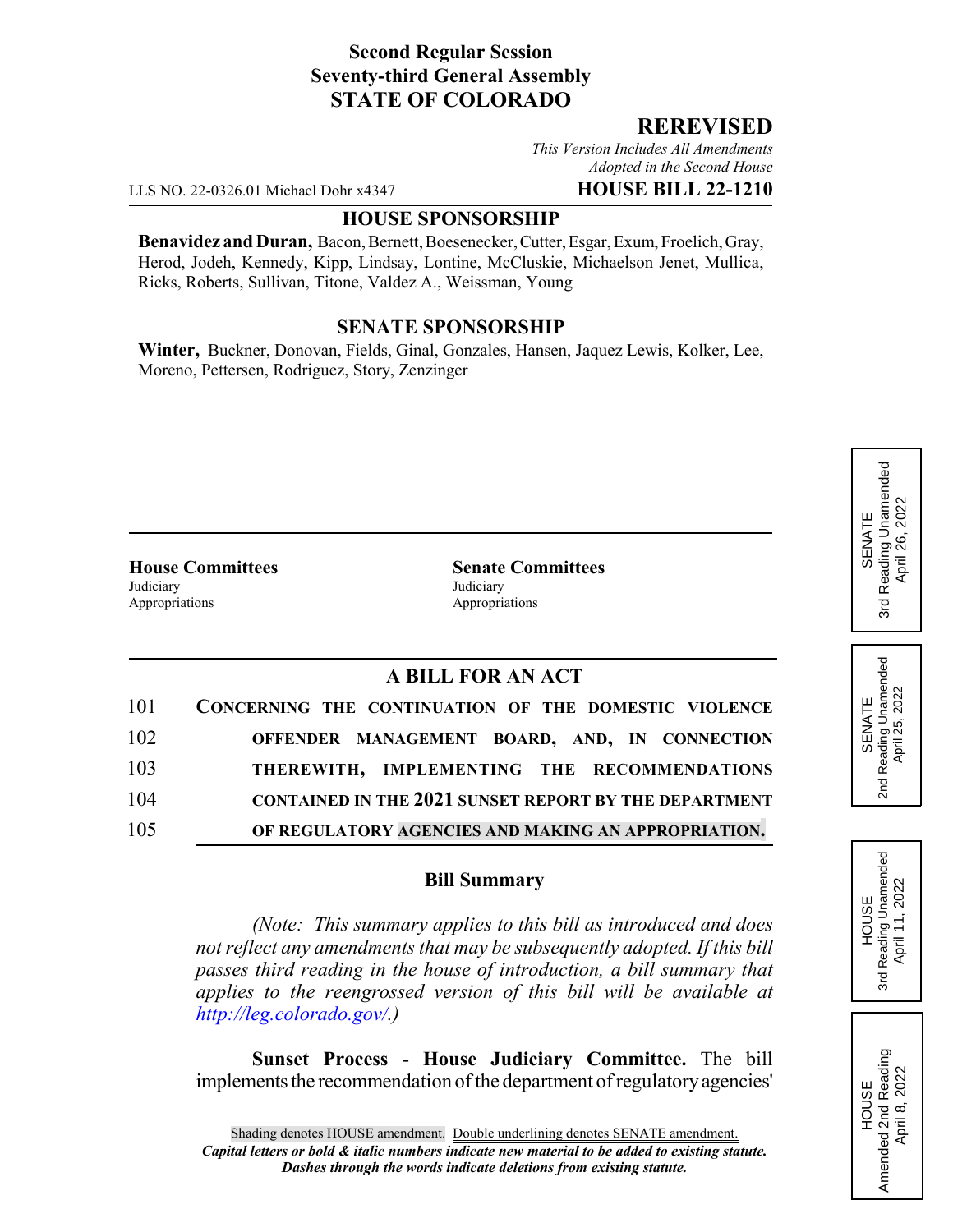**Second Regular Session**
**Seventy-third General Assembly**
**STATE OF COLORADO**

**REREVISED**

*This Version Includes All Amendments Adopted in the Second House*

LLS NO. 22-0326.01 Michael Dohr x4347 **HOUSE BILL 22-1210**

**HOUSE SPONSORSHIP**

**Benavidez and Duran,** Bacon, Bernett, Boesenecker, Cutter, Esgar, Exum, Froelich, Gray, Herod, Jodeh, Kennedy, Kipp, Lindsay, Lontine, McCluskie, Michaelson Jenet, Mullica, Ricks, Roberts, Sullivan, Titone, Valdez A., Weissman, Young

**SENATE SPONSORSHIP**

**Winter,** Buckner, Donovan, Fields, Ginal, Gonzales, Hansen, Jaquez Lewis, Kolker, Lee, Moreno, Pettersen, Rodriguez, Story, Zenzinger

SENATE 3rd Reading Unamended April 26, 2022

SENATE 2nd Reading Unamended April 25, 2022

HOUSE 3rd Reading Unamended April 11, 2022

HOUSE Amended 2nd Reading April 8, 2022

| House Committees | Senate Committees |
|---|---|
| Judiciary | Judiciary |
| Appropriations | Appropriations |

**A BILL FOR AN ACT**

101 **CONCERNING THE CONTINUATION OF THE DOMESTIC VIOLENCE**
102 **OFFENDER MANAGEMENT BOARD, AND, IN CONNECTION**
103 **THEREWITH, IMPLEMENTING THE RECOMMENDATIONS**
104 **CONTAINED IN THE 2021 SUNSET REPORT BY THE DEPARTMENT**
105 **OF REGULATORY AGENCIES AND MAKING AN APPROPRIATION.**

**Bill Summary**

*(Note: This summary applies to this bill as introduced and does not reflect any amendments that may be subsequently adopted. If this bill passes third reading in the house of introduction, a bill summary that applies to the reengrossed version of this bill will be available at http://leg.colorado.gov/.)*

**Sunset Process - House Judiciary Committee.** The bill implements the recommendation of the department of regulatory agencies'

Shading denotes HOUSE amendment. Double underlining denotes SENATE amendment.
***Capital letters or bold & italic numbers indicate new material to be added to existing statute.***
***Dashes through the words indicate deletions from existing statute.***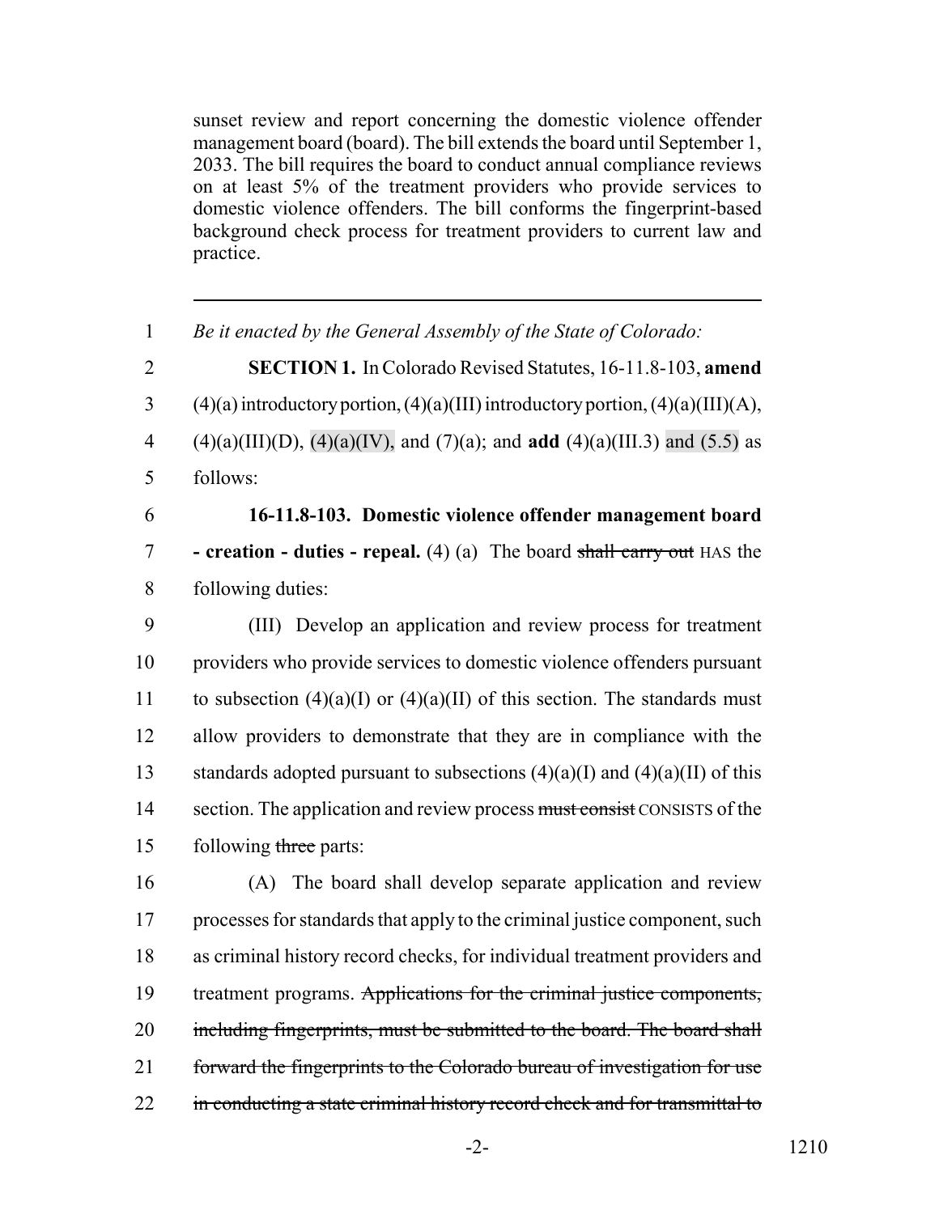sunset review and report concerning the domestic violence offender management board (board). The bill extends the board until September 1, 2033. The bill requires the board to conduct annual compliance reviews on at least 5% of the treatment providers who provide services to domestic violence offenders. The bill conforms the fingerprint-based background check process for treatment providers to current law and practice.

---

1 *Be it enacted by the General Assembly of the State of Colorado:*

2 **SECTION 1.** In Colorado Revised Statutes, 16-11.8-103, **amend**
3 (4)(a) introductory portion, (4)(a)(III) introductory portion, (4)(a)(III)(A),
4 (4)(a)(III)(D), (4)(a)(IV), and (7)(a); and **add** (4)(a)(III.3) and (5.5) as
5 follows:

6 **16-11.8-103. Domestic violence offender management board**
7 **- creation - duties - repeal.** (4) (a) The board ~~shall carry out~~ HAS the
8 following duties:

9 (III) Develop an application and review process for treatment
10 providers who provide services to domestic violence offenders pursuant
11 to subsection (4)(a)(I) or (4)(a)(II) of this section. The standards must
12 allow providers to demonstrate that they are in compliance with the
13 standards adopted pursuant to subsections (4)(a)(I) and (4)(a)(II) of this
14 section. The application and review process ~~must consist~~ CONSISTS of the
15 following ~~three~~ parts:

16 (A) The board shall develop separate application and review
17 processes for standards that apply to the criminal justice component, such
18 as criminal history record checks, for individual treatment providers and
19 treatment programs. ~~Applications for the criminal justice components,~~
20 ~~including fingerprints, must be submitted to the board. The board shall~~
21 ~~forward the fingerprints to the Colorado bureau of investigation for use~~
22 ~~in conducting a state criminal history record check and for transmittal to~~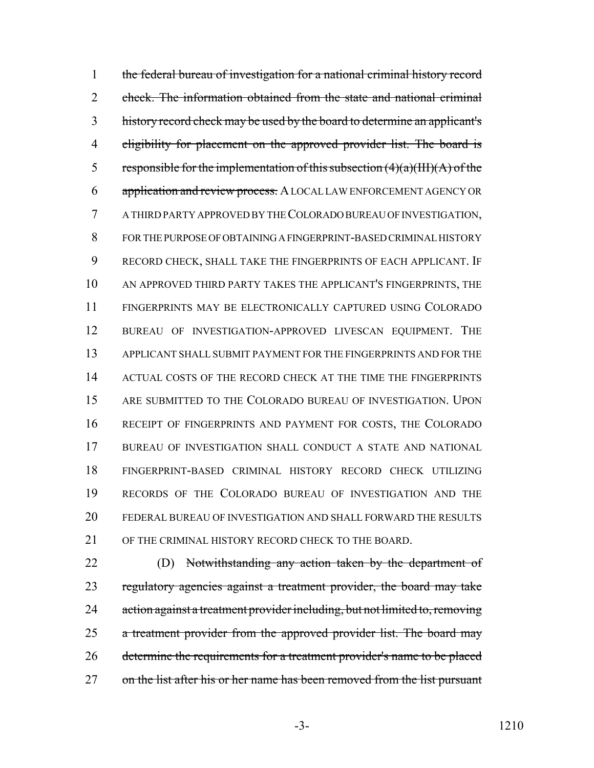~~the federal bureau of investigation for a national criminal history record check. The information obtained from the state and national criminal history record check may be used by the board to determine an applicant's eligibility for placement on the approved provider list. The board is responsible for the implementation of this subsection (4)(a)(III)(A) of the application and review process.~~ A LOCAL LAW ENFORCEMENT AGENCY OR A THIRD PARTY APPROVED BY THE COLORADO BUREAU OF INVESTIGATION, FOR THE PURPOSE OF OBTAINING A FINGERPRINT-BASED CRIMINAL HISTORY RECORD CHECK, SHALL TAKE THE FINGERPRINTS OF EACH APPLICANT. IF AN APPROVED THIRD PARTY TAKES THE APPLICANT'S FINGERPRINTS, THE FINGERPRINTS MAY BE ELECTRONICALLY CAPTURED USING COLORADO BUREAU OF INVESTIGATION-APPROVED LIVESCAN EQUIPMENT. THE APPLICANT SHALL SUBMIT PAYMENT FOR THE FINGERPRINTS AND FOR THE ACTUAL COSTS OF THE RECORD CHECK AT THE TIME THE FINGERPRINTS ARE SUBMITTED TO THE COLORADO BUREAU OF INVESTIGATION. UPON RECEIPT OF FINGERPRINTS AND PAYMENT FOR COSTS, THE COLORADO BUREAU OF INVESTIGATION SHALL CONDUCT A STATE AND NATIONAL FINGERPRINT-BASED CRIMINAL HISTORY RECORD CHECK UTILIZING RECORDS OF THE COLORADO BUREAU OF INVESTIGATION AND THE FEDERAL BUREAU OF INVESTIGATION AND SHALL FORWARD THE RESULTS OF THE CRIMINAL HISTORY RECORD CHECK TO THE BOARD.

(D) ~~Notwithstanding any action taken by the department of regulatory agencies against a treatment provider, the board may take action against a treatment provider including, but not limited to, removing a treatment provider from the approved provider list. The board may determine the requirements for a treatment provider's name to be placed on the list after his or her name has been removed from the list pursuant~~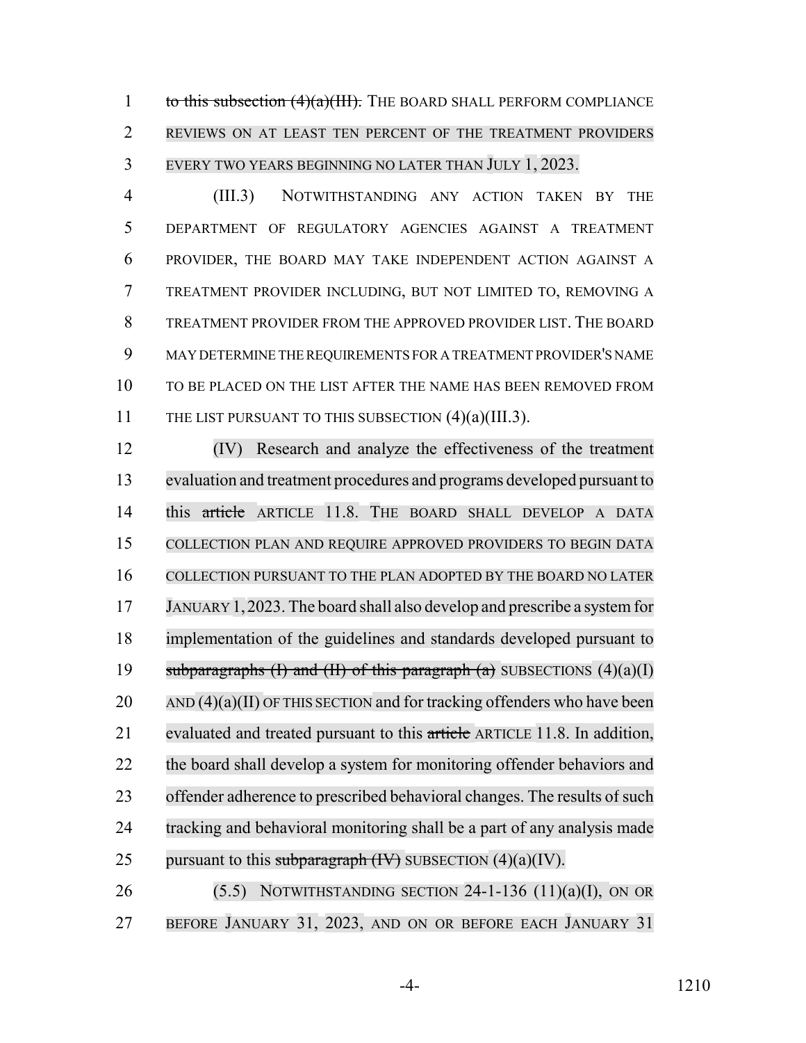~~to this subsection (4)(a)(III).~~ THE BOARD SHALL PERFORM COMPLIANCE REVIEWS ON AT LEAST TEN PERCENT OF THE TREATMENT PROVIDERS EVERY TWO YEARS BEGINNING NO LATER THAN JULY 1, 2023.

(III.3) NOTWITHSTANDING ANY ACTION TAKEN BY THE DEPARTMENT OF REGULATORY AGENCIES AGAINST A TREATMENT PROVIDER, THE BOARD MAY TAKE INDEPENDENT ACTION AGAINST A TREATMENT PROVIDER INCLUDING, BUT NOT LIMITED TO, REMOVING A TREATMENT PROVIDER FROM THE APPROVED PROVIDER LIST. THE BOARD MAY DETERMINE THE REQUIREMENTS FOR A TREATMENT PROVIDER'S NAME TO BE PLACED ON THE LIST AFTER THE NAME HAS BEEN REMOVED FROM THE LIST PURSUANT TO THIS SUBSECTION (4)(a)(III.3).

(IV) Research and analyze the effectiveness of the treatment evaluation and treatment procedures and programs developed pursuant to this ~~article~~ ARTICLE 11.8. THE BOARD SHALL DEVELOP A DATA COLLECTION PLAN AND REQUIRE APPROVED PROVIDERS TO BEGIN DATA COLLECTION PURSUANT TO THE PLAN ADOPTED BY THE BOARD NO LATER JANUARY 1, 2023. The board shall also develop and prescribe a system for implementation of the guidelines and standards developed pursuant to ~~subparagraphs (I) and (II) of this paragraph (a)~~ SUBSECTIONS (4)(a)(I) AND (4)(a)(II) OF THIS SECTION and for tracking offenders who have been evaluated and treated pursuant to this ~~article~~ ARTICLE 11.8. In addition, the board shall develop a system for monitoring offender behaviors and offender adherence to prescribed behavioral changes. The results of such tracking and behavioral monitoring shall be a part of any analysis made pursuant to this ~~subparagraph (IV)~~ SUBSECTION (4)(a)(IV).

(5.5) NOTWITHSTANDING SECTION 24-1-136 (11)(a)(I), ON OR BEFORE JANUARY 31, 2023, AND ON OR BEFORE EACH JANUARY 31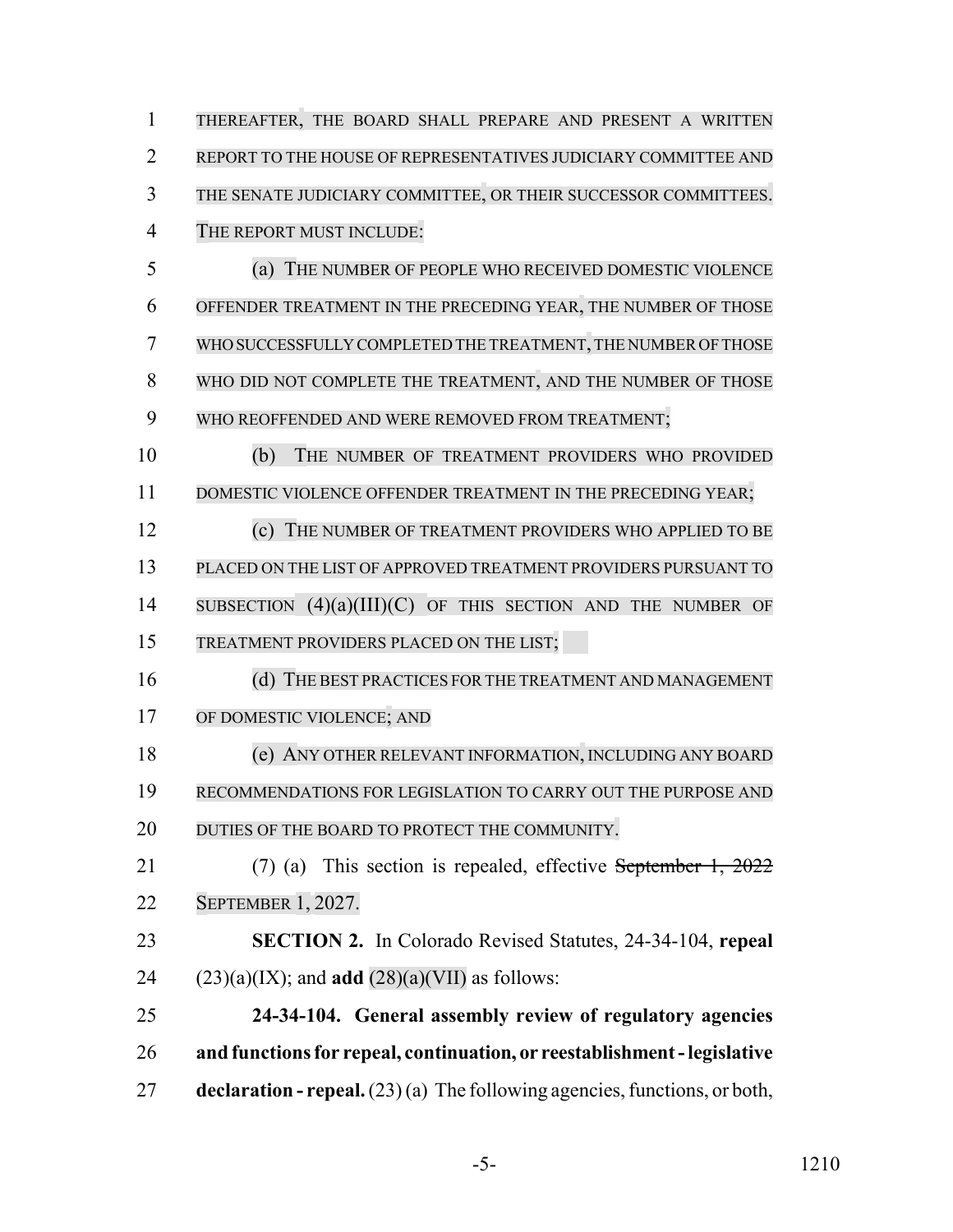THEREAFTER, THE BOARD SHALL PREPARE AND PRESENT A WRITTEN REPORT TO THE HOUSE OF REPRESENTATIVES JUDICIARY COMMITTEE AND THE SENATE JUDICIARY COMMITTEE, OR THEIR SUCCESSOR COMMITTEES. THE REPORT MUST INCLUDE:

(a) THE NUMBER OF PEOPLE WHO RECEIVED DOMESTIC VIOLENCE OFFENDER TREATMENT IN THE PRECEDING YEAR, THE NUMBER OF THOSE WHO SUCCESSFULLY COMPLETED THE TREATMENT, THE NUMBER OF THOSE WHO DID NOT COMPLETE THE TREATMENT, AND THE NUMBER OF THOSE WHO REOFFENDED AND WERE REMOVED FROM TREATMENT;

(b) THE NUMBER OF TREATMENT PROVIDERS WHO PROVIDED DOMESTIC VIOLENCE OFFENDER TREATMENT IN THE PRECEDING YEAR;

(c) THE NUMBER OF TREATMENT PROVIDERS WHO APPLIED TO BE PLACED ON THE LIST OF APPROVED TREATMENT PROVIDERS PURSUANT TO SUBSECTION (4)(a)(III)(C) OF THIS SECTION AND THE NUMBER OF TREATMENT PROVIDERS PLACED ON THE LIST;

(d) THE BEST PRACTICES FOR THE TREATMENT AND MANAGEMENT OF DOMESTIC VIOLENCE; AND

(e) ANY OTHER RELEVANT INFORMATION, INCLUDING ANY BOARD RECOMMENDATIONS FOR LEGISLATION TO CARRY OUT THE PURPOSE AND DUTIES OF THE BOARD TO PROTECT THE COMMUNITY.

(7) (a) This section is repealed, effective ~~September 1, 2022~~ SEPTEMBER 1, 2027.

**SECTION 2.** In Colorado Revised Statutes, 24-34-104, **repeal** (23)(a)(IX); and **add** (28)(a)(VII) as follows:

**24-34-104. General assembly review of regulatory agencies and functions for repeal, continuation, or reestablishment - legislative declaration - repeal.** (23) (a) The following agencies, functions, or both,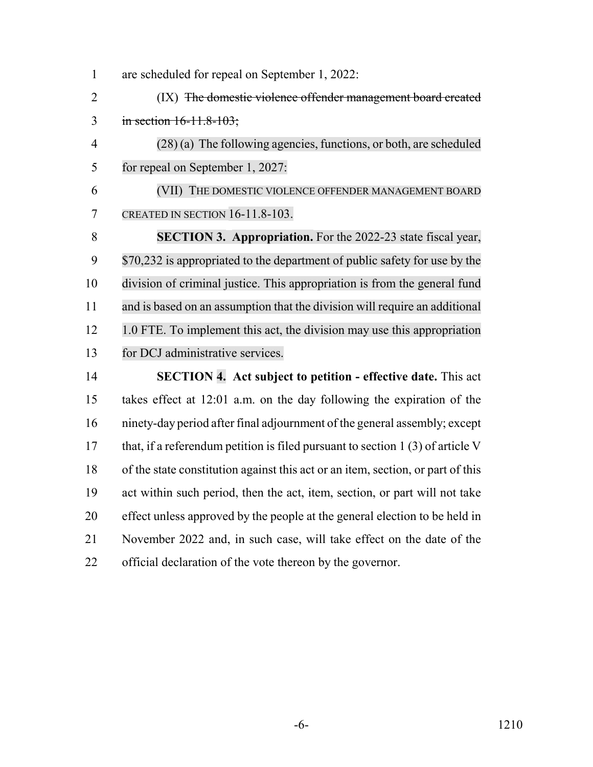are scheduled for repeal on September 1, 2022:

(IX) ~~The domestic violence offender management board created in section 16-11.8-103;~~

(28) (a) The following agencies, functions, or both, are scheduled for repeal on September 1, 2027:

(VII) THE DOMESTIC VIOLENCE OFFENDER MANAGEMENT BOARD CREATED IN SECTION 16-11.8-103.

**SECTION 3. Appropriation.** For the 2022-23 state fiscal year, $70,232 is appropriated to the department of public safety for use by the division of criminal justice. This appropriation is from the general fund and is based on an assumption that the division will require an additional 1.0 FTE. To implement this act, the division may use this appropriation for DCJ administrative services.

**SECTION 4. Act subject to petition - effective date.** This act takes effect at 12:01 a.m. on the day following the expiration of the ninety-day period after final adjournment of the general assembly; except that, if a referendum petition is filed pursuant to section 1 (3) of article V of the state constitution against this act or an item, section, or part of this act within such period, then the act, item, section, or part will not take effect unless approved by the people at the general election to be held in November 2022 and, in such case, will take effect on the date of the official declaration of the vote thereon by the governor.